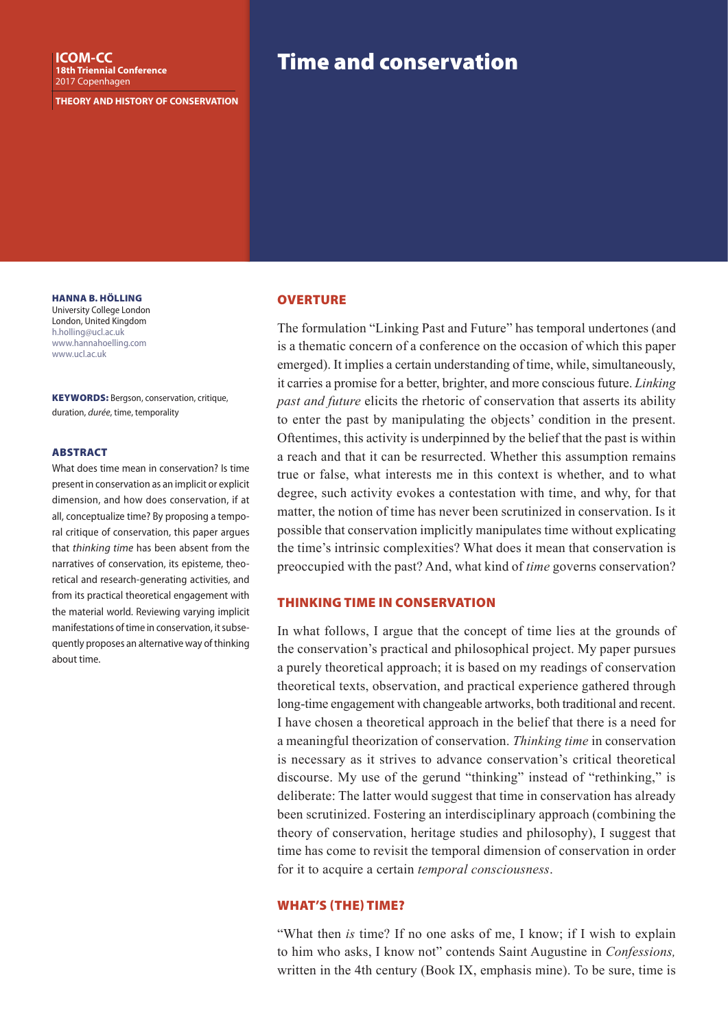ICOM-CC
18th Triennial Conference
2017 Copenhagen

THEORY AND HISTORY OF CONSERVATION

# Time and conservation

**HANNA B. HÖLLING**
University College London
London, United Kingdom
h.holling@ucl.ac.uk
www.hannahoelling.com
www.ucl.ac.uk

**KEYWORDS:** Bergson, conservation, critique, duration, *durée*, time, temporality

## ABSTRACT

What does time mean in conservation? Is time present in conservation as an implicit or explicit dimension, and how does conservation, if at all, conceptualize time? By proposing a temporal critique of conservation, this paper argues that *thinking time* has been absent from the narratives of conservation, its episteme, theoretical and research-generating activities, and from its practical theoretical engagement with the material world. Reviewing varying implicit manifestations of time in conservation, it subsequently proposes an alternative way of thinking about time.

## OVERTURE

The formulation "Linking Past and Future" has temporal undertones (and is a thematic concern of a conference on the occasion of which this paper emerged). It implies a certain understanding of time, while, simultaneously, it carries a promise for a better, brighter, and more conscious future. *Linking past and future* elicits the rhetoric of conservation that asserts its ability to enter the past by manipulating the objects' condition in the present. Oftentimes, this activity is underpinned by the belief that the past is within a reach and that it can be resurrected. Whether this assumption remains true or false, what interests me in this context is whether, and to what degree, such activity evokes a contestation with time, and why, for that matter, the notion of time has never been scrutinized in conservation. Is it possible that conservation implicitly manipulates time without explicating the time's intrinsic complexities? What does it mean that conservation is preoccupied with the past? And, what kind of *time* governs conservation?

## THINKING TIME IN CONSERVATION

In what follows, I argue that the concept of time lies at the grounds of the conservation's practical and philosophical project. My paper pursues a purely theoretical approach; it is based on my readings of conservation theoretical texts, observation, and practical experience gathered through long-time engagement with changeable artworks, both traditional and recent. I have chosen a theoretical approach in the belief that there is a need for a meaningful theorization of conservation. *Thinking time* in conservation is necessary as it strives to advance conservation's critical theoretical discourse. My use of the gerund "thinking" instead of "rethinking," is deliberate: The latter would suggest that time in conservation has already been scrutinized. Fostering an interdisciplinary approach (combining the theory of conservation, heritage studies and philosophy), I suggest that time has come to revisit the temporal dimension of conservation in order for it to acquire a certain *temporal consciousness*.

## WHAT'S (THE) TIME?

"What then *is* time? If no one asks of me, I know; if I wish to explain to him who asks, I know not" contends Saint Augustine in *Confessions,* written in the 4th century (Book IX, emphasis mine). To be sure, time is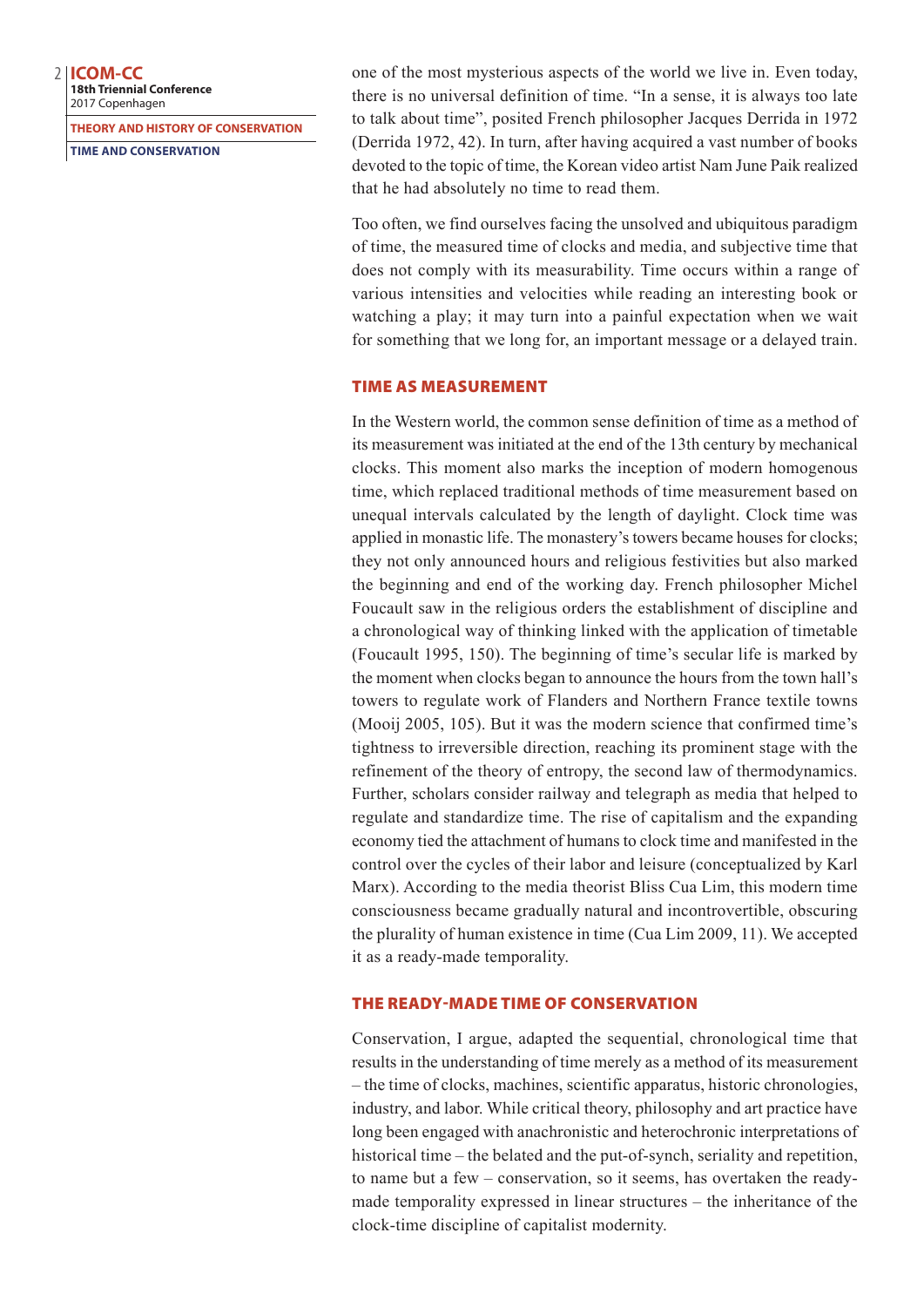one of the most mysterious aspects of the world we live in. Even today, there is no universal definition of time. "In a sense, it is always too late to talk about time", posited French philosopher Jacques Derrida in 1972 (Derrida 1972, 42). In turn, after having acquired a vast number of books devoted to the topic of time, the Korean video artist Nam June Paik realized that he had absolutely no time to read them.

Too often, we find ourselves facing the unsolved and ubiquitous paradigm of time, the measured time of clocks and media, and subjective time that does not comply with its measurability. Time occurs within a range of various intensities and velocities while reading an interesting book or watching a play; it may turn into a painful expectation when we wait for something that we long for, an important message or a delayed train.

## TIME AS MEASUREMENT

In the Western world, the common sense definition of time as a method of its measurement was initiated at the end of the 13th century by mechanical clocks. This moment also marks the inception of modern homogenous time, which replaced traditional methods of time measurement based on unequal intervals calculated by the length of daylight. Clock time was applied in monastic life. The monastery's towers became houses for clocks; they not only announced hours and religious festivities but also marked the beginning and end of the working day. French philosopher Michel Foucault saw in the religious orders the establishment of discipline and a chronological way of thinking linked with the application of timetable (Foucault 1995, 150). The beginning of time's secular life is marked by the moment when clocks began to announce the hours from the town hall's towers to regulate work of Flanders and Northern France textile towns (Mooij 2005, 105). But it was the modern science that confirmed time's tightness to irreversible direction, reaching its prominent stage with the refinement of the theory of entropy, the second law of thermodynamics. Further, scholars consider railway and telegraph as media that helped to regulate and standardize time. The rise of capitalism and the expanding economy tied the attachment of humans to clock time and manifested in the control over the cycles of their labor and leisure (conceptualized by Karl Marx). According to the media theorist Bliss Cua Lim, this modern time consciousness became gradually natural and incontrovertible, obscuring the plurality of human existence in time (Cua Lim 2009, 11). We accepted it as a ready-made temporality.

## THE READY-MADE TIME OF CONSERVATION

Conservation, I argue, adapted the sequential, chronological time that results in the understanding of time merely as a method of its measurement – the time of clocks, machines, scientific apparatus, historic chronologies, industry, and labor. While critical theory, philosophy and art practice have long been engaged with anachronistic and heterochronic interpretations of historical time – the belated and the put-of-synch, seriality and repetition, to name but a few – conservation, so it seems, has overtaken the ready-made temporality expressed in linear structures – the inheritance of the clock-time discipline of capitalist modernity.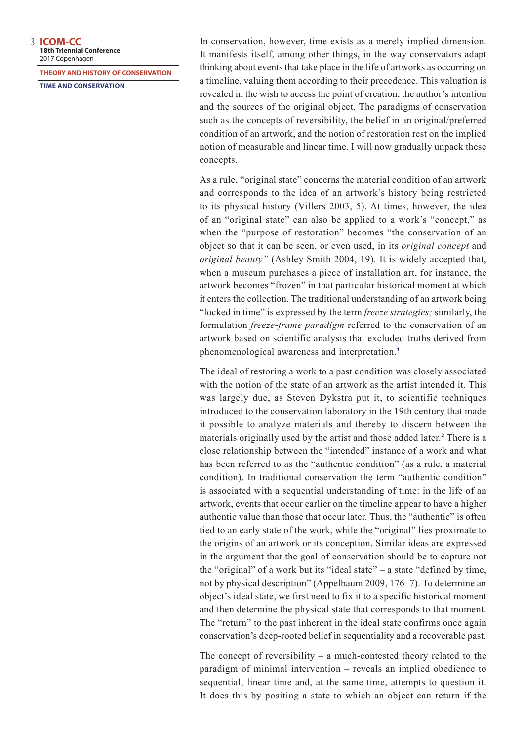In conservation, however, time exists as a merely implied dimension. It manifests itself, among other things, in the way conservators adapt thinking about events that take place in the life of artworks as occurring on a timeline, valuing them according to their precedence. This valuation is revealed in the wish to access the point of creation, the author's intention and the sources of the original object. The paradigms of conservation such as the concepts of reversibility, the belief in an original/preferred condition of an artwork, and the notion of restoration rest on the implied notion of measurable and linear time. I will now gradually unpack these concepts.

As a rule, "original state" concerns the material condition of an artwork and corresponds to the idea of an artwork's history being restricted to its physical history (Villers 2003, 5). At times, however, the idea of an "original state" can also be applied to a work's "concept," as when the "purpose of restoration" becomes "the conservation of an object so that it can be seen, or even used, in its *original concept* and *original beauty"* (Ashley Smith 2004, 19)*.* It is widely accepted that, when a museum purchases a piece of installation art, for instance, the artwork becomes "frozen" in that particular historical moment at which it enters the collection. The traditional understanding of an artwork being "locked in time" is expressed by the term *freeze strategies;* similarly, the formulation *freeze-frame paradigm* referred to the conservation of an artwork based on scientific analysis that excluded truths derived from phenomenological awareness and interpretation.[1]

The ideal of restoring a work to a past condition was closely associated with the notion of the state of an artwork as the artist intended it. This was largely due, as Steven Dykstra put it, to scientific techniques introduced to the conservation laboratory in the 19th century that made it possible to analyze materials and thereby to discern between the materials originally used by the artist and those added later.[2] There is a close relationship between the "intended" instance of a work and what has been referred to as the "authentic condition" (as a rule, a material condition). In traditional conservation the term "authentic condition" is associated with a sequential understanding of time: in the life of an artwork, events that occur earlier on the timeline appear to have a higher authentic value than those that occur later. Thus, the "authentic" is often tied to an early state of the work, while the "original" lies proximate to the origins of an artwork or its conception. Similar ideas are expressed in the argument that the goal of conservation should be to capture not the "original" of a work but its "ideal state" – a state "defined by time, not by physical description" (Appelbaum 2009, 176–7). To determine an object's ideal state, we first need to fix it to a specific historical moment and then determine the physical state that corresponds to that moment. The "return" to the past inherent in the ideal state confirms once again conservation's deep-rooted belief in sequentiality and a recoverable past.

The concept of reversibility – a much-contested theory related to the paradigm of minimal intervention – reveals an implied obedience to sequential, linear time and, at the same time, attempts to question it. It does this by positing a state to which an object can return if the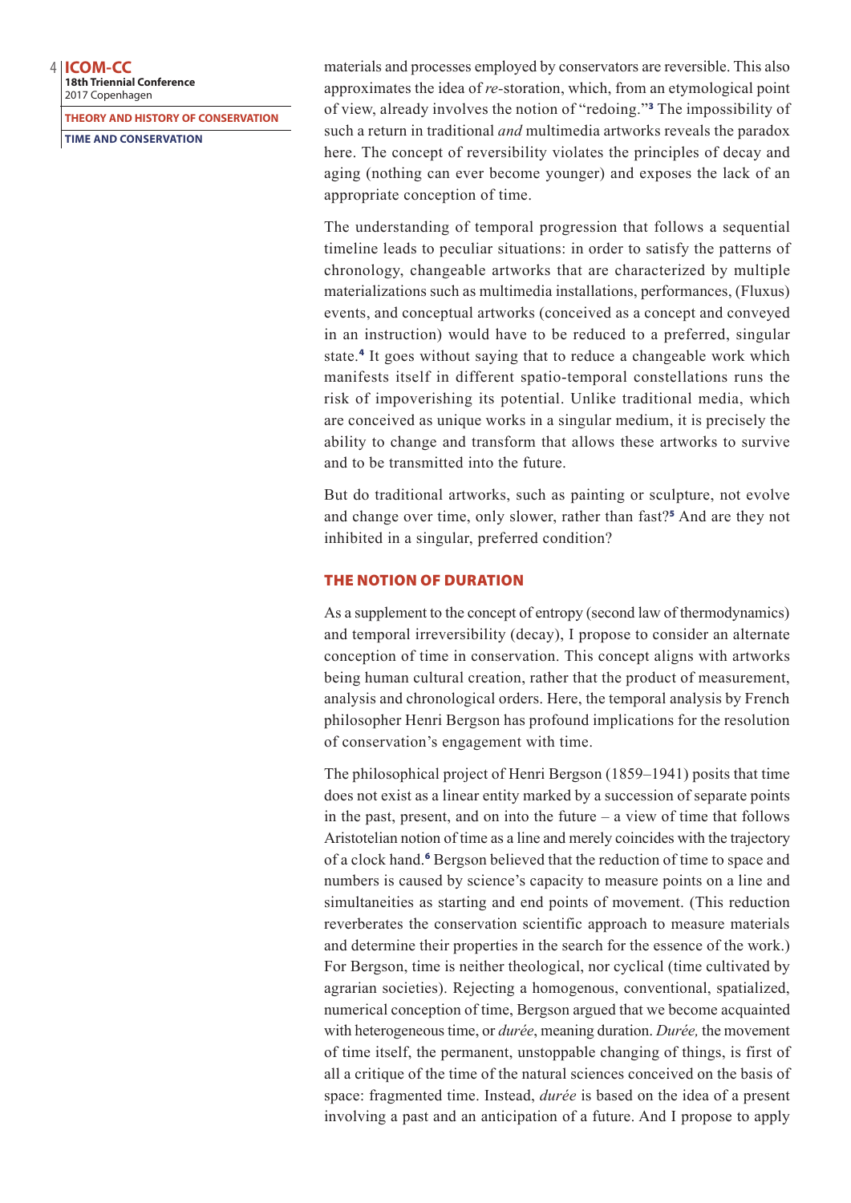materials and processes employed by conservators are reversible. This also approximates the idea of *re*-storation, which, from an etymological point of view, already involves the notion of "redoing."[3] The impossibility of such a return in traditional *and* multimedia artworks reveals the paradox here. The concept of reversibility violates the principles of decay and aging (nothing can ever become younger) and exposes the lack of an appropriate conception of time.

The understanding of temporal progression that follows a sequential timeline leads to peculiar situations: in order to satisfy the patterns of chronology, changeable artworks that are characterized by multiple materializations such as multimedia installations, performances, (Fluxus) events, and conceptual artworks (conceived as a concept and conveyed in an instruction) would have to be reduced to a preferred, singular state.[4] It goes without saying that to reduce a changeable work which manifests itself in different spatio-temporal constellations runs the risk of impoverishing its potential. Unlike traditional media, which are conceived as unique works in a singular medium, it is precisely the ability to change and transform that allows these artworks to survive and to be transmitted into the future.

But do traditional artworks, such as painting or sculpture, not evolve and change over time, only slower, rather than fast?[5] And are they not inhibited in a singular, preferred condition?

## THE NOTION OF DURATION

As a supplement to the concept of entropy (second law of thermodynamics) and temporal irreversibility (decay), I propose to consider an alternate conception of time in conservation. This concept aligns with artworks being human cultural creation, rather that the product of measurement, analysis and chronological orders. Here, the temporal analysis by French philosopher Henri Bergson has profound implications for the resolution of conservation's engagement with time.

The philosophical project of Henri Bergson (1859–1941) posits that time does not exist as a linear entity marked by a succession of separate points in the past, present, and on into the future – a view of time that follows Aristotelian notion of time as a line and merely coincides with the trajectory of a clock hand.[6] Bergson believed that the reduction of time to space and numbers is caused by science's capacity to measure points on a line and simultaneities as starting and end points of movement. (This reduction reverberates the conservation scientific approach to measure materials and determine their properties in the search for the essence of the work.) For Bergson, time is neither theological, nor cyclical (time cultivated by agrarian societies). Rejecting a homogenous, conventional, spatialized, numerical conception of time, Bergson argued that we become acquainted with heterogeneous time, or *durée*, meaning duration. *Durée,* the movement of time itself, the permanent, unstoppable changing of things, is first of all a critique of the time of the natural sciences conceived on the basis of space: fragmented time. Instead, *durée* is based on the idea of a present involving a past and an anticipation of a future. And I propose to apply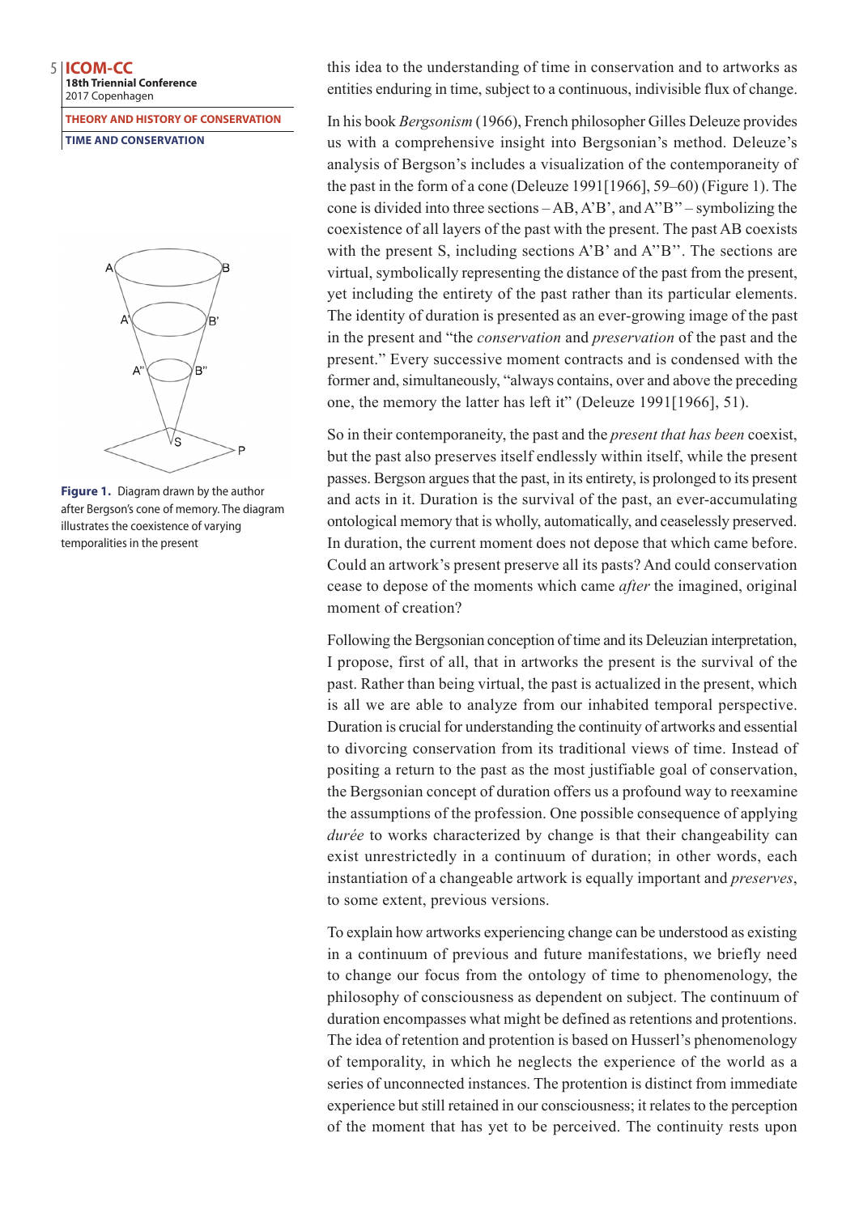this idea to the understanding of time in conservation and to artworks as entities enduring in time, subject to a continuous, indivisible flux of change.

In his book *Bergsonism* (1966), French philosopher Gilles Deleuze provides us with a comprehensive insight into Bergsonian's method. Deleuze's analysis of Bergson's includes a visualization of the contemporaneity of the past in the form of a cone (Deleuze 1991[1966], 59–60) (Figure 1). The cone is divided into three sections – AB, A'B', and A''B'' – symbolizing the coexistence of all layers of the past with the present. The past AB coexists with the present S, including sections A'B' and A''B''. The sections are virtual, symbolically representing the distance of the past from the present, yet including the entirety of the past rather than its particular elements. The identity of duration is presented as an ever-growing image of the past in the present and "the *conservation* and *preservation* of the past and the present." Every successive moment contracts and is condensed with the former and, simultaneously, "always contains, over and above the preceding one, the memory the latter has left it" (Deleuze 1991[1966], 51).

**Figure 1.** Diagram drawn by the author after Bergson's cone of memory. The diagram illustrates the coexistence of varying temporalities in the present

So in their contemporaneity, the past and the *present that has been* coexist, but the past also preserves itself endlessly within itself, while the present passes. Bergson argues that the past, in its entirety, is prolonged to its present and acts in it. Duration is the survival of the past, an ever-accumulating ontological memory that is wholly, automatically, and ceaselessly preserved. In duration, the current moment does not depose that which came before. Could an artwork's present preserve all its pasts? And could conservation cease to depose of the moments which came *after* the imagined, original moment of creation?

Following the Bergsonian conception of time and its Deleuzian interpretation, I propose, first of all, that in artworks the present is the survival of the past. Rather than being virtual, the past is actualized in the present, which is all we are able to analyze from our inhabited temporal perspective. Duration is crucial for understanding the continuity of artworks and essential to divorcing conservation from its traditional views of time. Instead of positing a return to the past as the most justifiable goal of conservation, the Bergsonian concept of duration offers us a profound way to reexamine the assumptions of the profession. One possible consequence of applying *durée* to works characterized by change is that their changeability can exist unrestrictedly in a continuum of duration; in other words, each instantiation of a changeable artwork is equally important and *preserves*, to some extent, previous versions.

To explain how artworks experiencing change can be understood as existing in a continuum of previous and future manifestations, we briefly need to change our focus from the ontology of time to phenomenology, the philosophy of consciousness as dependent on subject. The continuum of duration encompasses what might be defined as retentions and protentions. The idea of retention and protention is based on Husserl's phenomenology of temporality, in which he neglects the experience of the world as a series of unconnected instances. The protention is distinct from immediate experience but still retained in our consciousness; it relates to the perception of the moment that has yet to be perceived. The continuity rests upon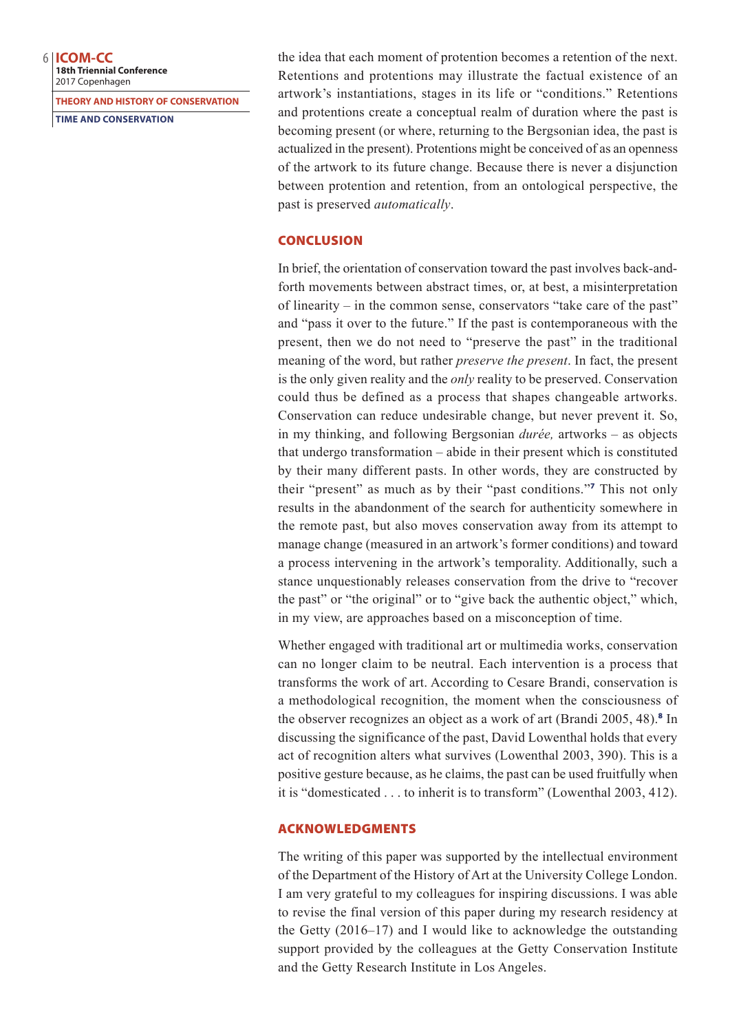the idea that each moment of protention becomes a retention of the next. Retentions and protentions may illustrate the factual existence of an artwork's instantiations, stages in its life or "conditions." Retentions and protentions create a conceptual realm of duration where the past is becoming present (or where, returning to the Bergsonian idea, the past is actualized in the present). Protentions might be conceived of as an openness of the artwork to its future change. Because there is never a disjunction between protention and retention, from an ontological perspective, the past is preserved *automatically*.

## CONCLUSION

In brief, the orientation of conservation toward the past involves back-and-forth movements between abstract times, or, at best, a misinterpretation of linearity – in the common sense, conservators "take care of the past" and "pass it over to the future." If the past is contemporaneous with the present, then we do not need to "preserve the past" in the traditional meaning of the word, but rather *preserve the present*. In fact, the present is the only given reality and the *only* reality to be preserved. Conservation could thus be defined as a process that shapes changeable artworks. Conservation can reduce undesirable change, but never prevent it. So, in my thinking, and following Bergsonian *durée,* artworks – as objects that undergo transformation – abide in their present which is constituted by their many different pasts. In other words, they are constructed by their "present" as much as by their "past conditions."[7] This not only results in the abandonment of the search for authenticity somewhere in the remote past, but also moves conservation away from its attempt to manage change (measured in an artwork's former conditions) and toward a process intervening in the artwork's temporality. Additionally, such a stance unquestionably releases conservation from the drive to "recover the past" or "the original" or to "give back the authentic object," which, in my view, are approaches based on a misconception of time.

Whether engaged with traditional art or multimedia works, conservation can no longer claim to be neutral. Each intervention is a process that transforms the work of art. According to Cesare Brandi, conservation is a methodological recognition, the moment when the consciousness of the observer recognizes an object as a work of art (Brandi 2005, 48).[8] In discussing the significance of the past, David Lowenthal holds that every act of recognition alters what survives (Lowenthal 2003, 390). This is a positive gesture because, as he claims, the past can be used fruitfully when it is "domesticated . . . to inherit is to transform" (Lowenthal 2003, 412).

## ACKNOWLEDGMENTS

The writing of this paper was supported by the intellectual environment of the Department of the History of Art at the University College London. I am very grateful to my colleagues for inspiring discussions. I was able to revise the final version of this paper during my research residency at the Getty (2016–17) and I would like to acknowledge the outstanding support provided by the colleagues at the Getty Conservation Institute and the Getty Research Institute in Los Angeles.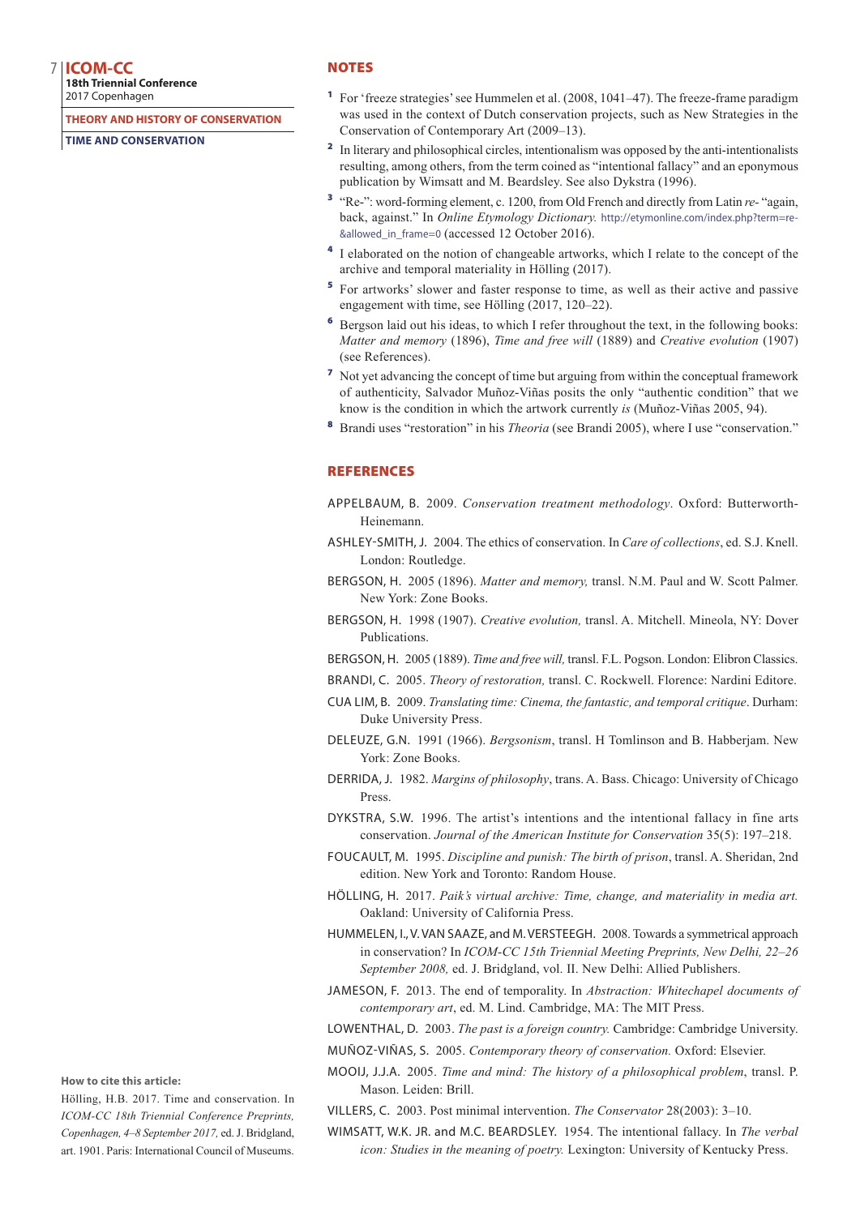## NOTES

1. For 'freeze strategies' see Hummelen et al. (2008, 1041–47). The freeze-frame paradigm was used in the context of Dutch conservation projects, such as New Strategies in the Conservation of Contemporary Art (2009–13).
2. In literary and philosophical circles, intentionalism was opposed by the anti-intentionalists resulting, among others, from the term coined as "intentional fallacy" and an eponymous publication by Wimsatt and M. Beardsley. See also Dykstra (1996).
3. "Re-": word-forming element, c. 1200, from Old French and directly from Latin *re-* "again, back, against." In *Online Etymology Dictionary.* http://etymonline.com/index.php?term=re-&allowed_in_frame=0 (accessed 12 October 2016).
4. I elaborated on the notion of changeable artworks, which I relate to the concept of the archive and temporal materiality in Hölling (2017).
5. For artworks' slower and faster response to time, as well as their active and passive engagement with time, see Hölling (2017, 120–22).
6. Bergson laid out his ideas, to which I refer throughout the text, in the following books: *Matter and memory* (1896), *Time and free will* (1889) and *Creative evolution* (1907) (see References).
7. Not yet advancing the concept of time but arguing from within the conceptual framework of authenticity, Salvador Muñoz-Viñas posits the only "authentic condition" that we know is the condition in which the artwork currently *is* (Muñoz-Viñas 2005, 94).
8. Brandi uses "restoration" in his *Theoria* (see Brandi 2005), where I use "conservation."

## REFERENCES

APPELBAUM, B. 2009. *Conservation treatment methodology*. Oxford: Butterworth-Heinemann.

ASHLEY-SMITH, J. 2004. The ethics of conservation. In *Care of collections*, ed. S.J. Knell. London: Routledge.

BERGSON, H. 2005 (1896). *Matter and memory,* transl. N.M. Paul and W. Scott Palmer. New York: Zone Books.

BERGSON, H. 1998 (1907). *Creative evolution,* transl. A. Mitchell. Mineola, NY: Dover Publications.

BERGSON, H. 2005 (1889). *Time and free will,* transl. F.L. Pogson. London: Elibron Classics.

BRANDI, C. 2005. *Theory of restoration,* transl. C. Rockwell. Florence: Nardini Editore.

CUA LIM, B. 2009. *Translating time: Cinema, the fantastic, and temporal critique*. Durham: Duke University Press.

DELEUZE, G.N. 1991 (1966). *Bergsonism*, transl. H Tomlinson and B. Habberjam. New York: Zone Books.

DERRIDA, J. 1982. *Margins of philosophy*, trans. A. Bass. Chicago: University of Chicago Press.

DYKSTRA, S.W. 1996. The artist's intentions and the intentional fallacy in fine arts conservation. *Journal of the American Institute for Conservation* 35(5): 197–218.

FOUCAULT, M. 1995. *Discipline and punish: The birth of prison*, transl. A. Sheridan, 2nd edition. New York and Toronto: Random House.

HÖLLING, H. 2017. *Paik's virtual archive: Time, change, and materiality in media art.* Oakland: University of California Press.

HUMMELEN, I., V. VAN SAAZE, and M. VERSTEEGH. 2008. Towards a symmetrical approach in conservation? In *ICOM-CC 15th Triennial Meeting Preprints, New Delhi, 22–26 September 2008,* ed. J. Bridgland, vol. II. New Delhi: Allied Publishers.

JAMESON, F. 2013. The end of temporality. In *Abstraction: Whitechapel documents of contemporary art*, ed. M. Lind. Cambridge, MA: The MIT Press.

LOWENTHAL, D. 2003. *The past is a foreign country.* Cambridge: Cambridge University.

MUÑOZ-VIÑAS, S. 2005. *Contemporary theory of conservation.* Oxford: Elsevier.

MOOIJ, J.J.A. 2005. *Time and mind: The history of a philosophical problem*, transl. P. Mason. Leiden: Brill.

VILLERS, C. 2003. Post minimal intervention. *The Conservator* 28(2003): 3–10.

WIMSATT, W.K. JR. and M.C. BEARDSLEY. 1954. The intentional fallacy. In *The verbal icon: Studies in the meaning of poetry.* Lexington: University of Kentucky Press.

**How to cite this article:**

Hölling, H.B. 2017. Time and conservation. In *ICOM-CC 18th Triennial Conference Preprints, Copenhagen, 4–8 September 2017,* ed. J. Bridgland, art. 1901. Paris: International Council of Museums.